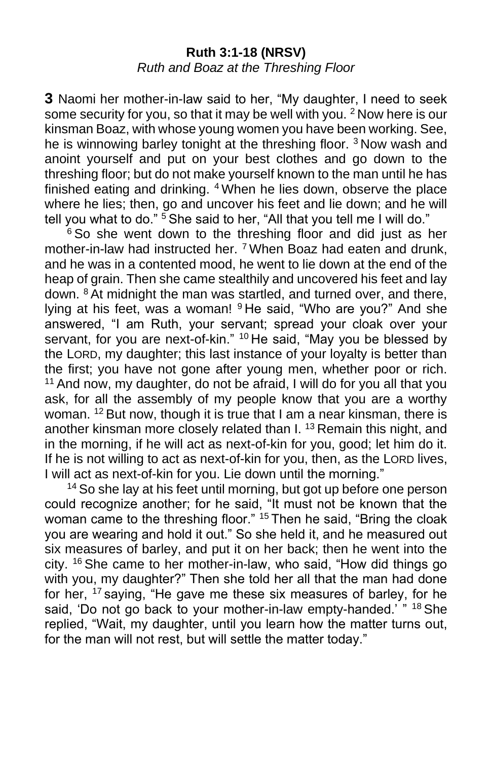**Ruth 3:1-18 (NRSV)**

*Ruth and Boaz at the Threshing Floor*

**3** Naomi her mother-in-law said to her, "My daughter, I need to seek some security for you, so that it may be well with you. [2] Now here is our kinsman Boaz, with whose young women you have been working. See, he is winnowing barley tonight at the threshing floor. [3] Now wash and anoint yourself and put on your best clothes and go down to the threshing floor; but do not make yourself known to the man until he has finished eating and drinking. [4] When he lies down, observe the place where he lies; then, go and uncover his feet and lie down; and he will tell you what to do." [5] She said to her, "All that you tell me I will do."

[6] So she went down to the threshing floor and did just as her mother-in-law had instructed her. [7] When Boaz had eaten and drunk, and he was in a contented mood, he went to lie down at the end of the heap of grain. Then she came stealthily and uncovered his feet and lay down. [8] At midnight the man was startled, and turned over, and there, lying at his feet, was a woman! [9] He said, "Who are you?" And she answered, "I am Ruth, your servant; spread your cloak over your servant, for you are next-of-kin." [10] He said, "May you be blessed by the LORD, my daughter; this last instance of your loyalty is better than the first; you have not gone after young men, whether poor or rich. [11] And now, my daughter, do not be afraid, I will do for you all that you ask, for all the assembly of my people know that you are a worthy woman. [12] But now, though it is true that I am a near kinsman, there is another kinsman more closely related than I. [13] Remain this night, and in the morning, if he will act as next-of-kin for you, good; let him do it. If he is not willing to act as next-of-kin for you, then, as the LORD lives, I will act as next-of-kin for you. Lie down until the morning."

[14] So she lay at his feet until morning, but got up before one person could recognize another; for he said, "It must not be known that the woman came to the threshing floor." [15] Then he said, "Bring the cloak you are wearing and hold it out." So she held it, and he measured out six measures of barley, and put it on her back; then he went into the city. [16] She came to her mother-in-law, who said, "How did things go with you, my daughter?" Then she told her all that the man had done for her, [17] saying, "He gave me these six measures of barley, for he said, 'Do not go back to your mother-in-law empty-handed.' " [18] She replied, "Wait, my daughter, until you learn how the matter turns out, for the man will not rest, but will settle the matter today."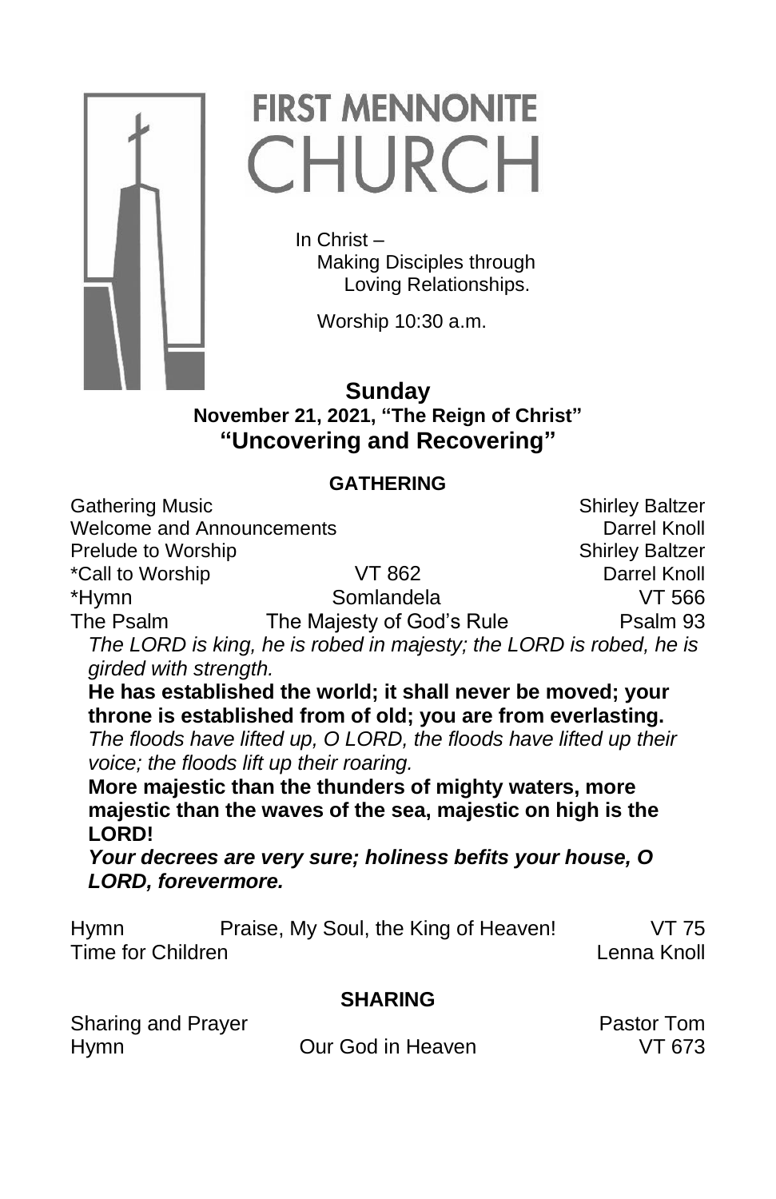# FIRST MENNONITE CHURCH

In Christ –
Making Disciples through
Loving Relationships.

Worship 10:30 a.m.

**Sunday**
**November 21, 2021, "The Reign of Christ"**
## "Uncovering and Recovering"

### GATHERING

| | | |
|---|---|---|
| Gathering Music | | Shirley Baltzer |
| Welcome and Announcements | | Darrel Knoll |
| Prelude to Worship | | Shirley Baltzer |
| *Call to Worship | VT 862 | Darrel Knoll |
| *Hymn | Somlandela | VT 566 |
| The Psalm | The Majesty of God's Rule | Psalm 93 |

*The LORD is king, he is robed in majesty; the LORD is robed, he is girded with strength.*

**He has established the world; it shall never be moved; your throne is established from of old; you are from everlasting.**

*The floods have lifted up, O LORD, the floods have lifted up their voice; the floods lift up their roaring.*

**More majestic than the thunders of mighty waters, more majestic than the waves of the sea, majestic on high is the LORD!**

***Your decrees are very sure; holiness befits your house, O LORD, forevermore.***

| | | |
|---|---|---|
| Hymn | Praise, My Soul, the King of Heaven! | VT 75 |
| Time for Children | | Lenna Knoll |

### SHARING

| | | |
|---|---|---|
| Sharing and Prayer | | Pastor Tom |
| Hymn | Our God in Heaven | VT 673 |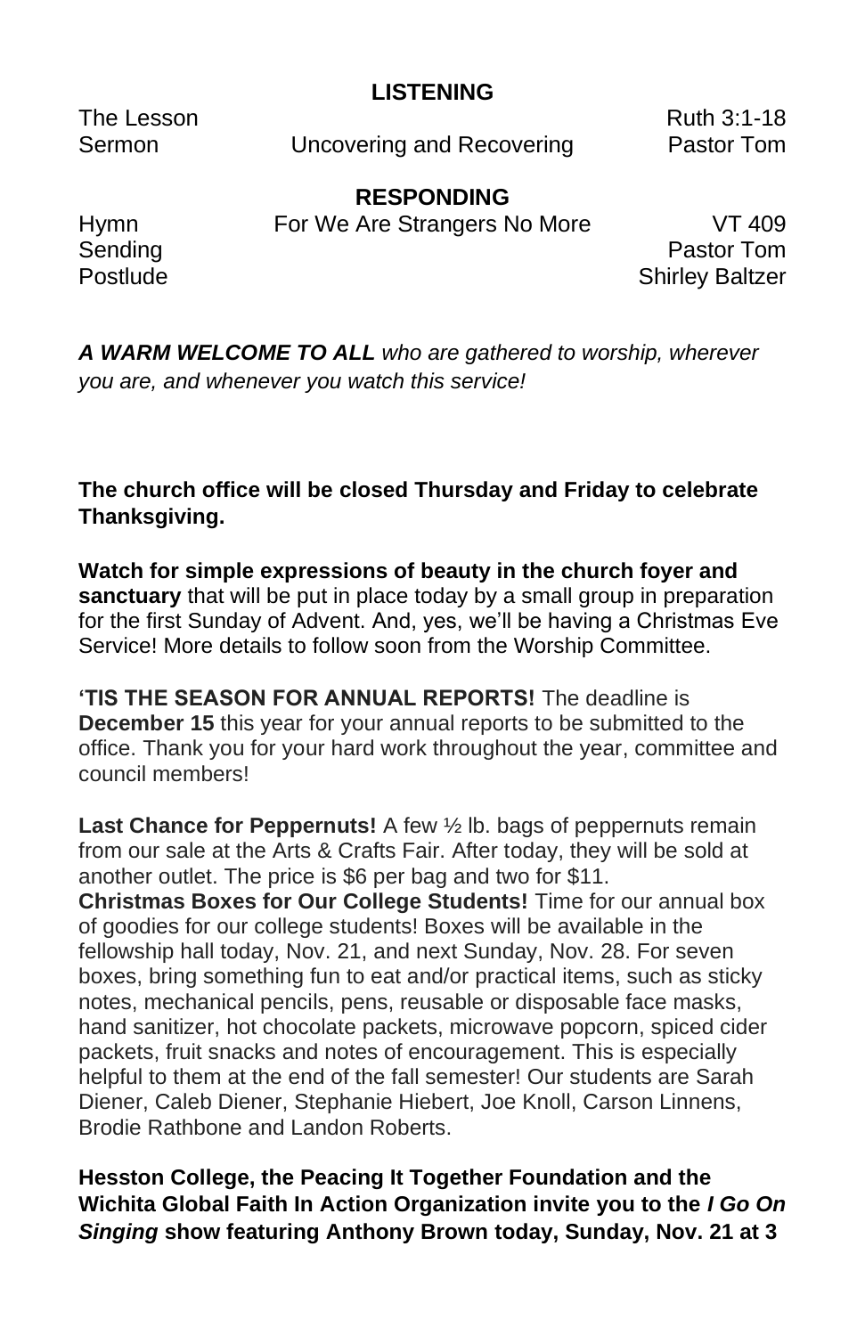## LISTENING

| | | |
|---|---|---|
| The Lesson | | Ruth 3:1-18 |
| Sermon | Uncovering and Recovering | Pastor Tom |

## RESPONDING

| | | |
|---|---|---|
| Hymn | For We Are Strangers No More | VT 409 |
| Sending | | Pastor Tom |
| Postlude | | Shirley Baltzer |

***A WARM WELCOME TO ALL** who are gathered to worship, wherever you are, and whenever you watch this service!*

**The church office will be closed Thursday and Friday to celebrate Thanksgiving.**

**Watch for simple expressions of beauty in the church foyer and sanctuary** that will be put in place today by a small group in preparation for the first Sunday of Advent. And, yes, we'll be having a Christmas Eve Service! More details to follow soon from the Worship Committee.

**'TIS THE SEASON FOR ANNUAL REPORTS!** The deadline is **December 15** this year for your annual reports to be submitted to the office. Thank you for your hard work throughout the year, committee and council members!

**Last Chance for Peppernuts!** A few ½ lb. bags of peppernuts remain from our sale at the Arts & Crafts Fair. After today, they will be sold at another outlet. The price is $6 per bag and two for $11.

**Christmas Boxes for Our College Students!** Time for our annual box of goodies for our college students! Boxes will be available in the fellowship hall today, Nov. 21, and next Sunday, Nov. 28. For seven boxes, bring something fun to eat and/or practical items, such as sticky notes, mechanical pencils, pens, reusable or disposable face masks, hand sanitizer, hot chocolate packets, microwave popcorn, spiced cider packets, fruit snacks and notes of encouragement. This is especially helpful to them at the end of the fall semester! Our students are Sarah Diener, Caleb Diener, Stephanie Hiebert, Joe Knoll, Carson Linnens, Brodie Rathbone and Landon Roberts.

**Hesston College, the Peacing It Together Foundation and the Wichita Global Faith In Action Organization invite you to the *I Go On Singing* show featuring Anthony Brown today, Sunday, Nov. 21 at 3**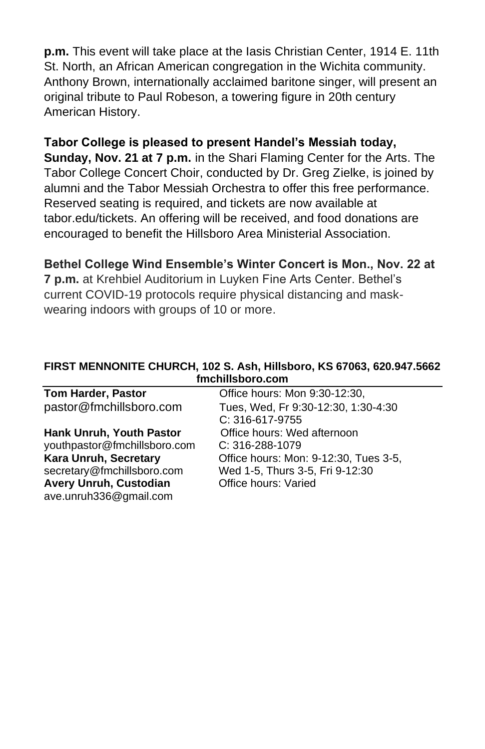**p.m.** This event will take place at the Iasis Christian Center, 1914 E. 11th St. North, an African American congregation in the Wichita community. Anthony Brown, internationally acclaimed baritone singer, will present an original tribute to Paul Robeson, a towering figure in 20th century American History.

**Tabor College is pleased to present Handel's Messiah today, Sunday, Nov. 21 at 7 p.m.** in the Shari Flaming Center for the Arts. The Tabor College Concert Choir, conducted by Dr. Greg Zielke, is joined by alumni and the Tabor Messiah Orchestra to offer this free performance. Reserved seating is required, and tickets are now available at tabor.edu/tickets. An offering will be received, and food donations are encouraged to benefit the Hillsboro Area Ministerial Association.

**Bethel College Wind Ensemble's Winter Concert is Mon., Nov. 22 at 7 p.m.** at Krehbiel Auditorium in Luyken Fine Arts Center. Bethel's current COVID-19 protocols require physical distancing and mask-wearing indoors with groups of 10 or more.

**FIRST MENNONITE CHURCH, 102 S. Ash, Hillsboro, KS 67063, 620.947.5662**
**fmchillsboro.com**

| | |
|---|---|
| **Tom Harder, Pastor**<br>pastor@fmchillsboro.com | Office hours: Mon 9:30-12:30,<br>Tues, Wed, Fr 9:30-12:30, 1:30-4:30<br>C: 316-617-9755 |
| **Hank Unruh, Youth Pastor**<br>youthpastor@fmchillsboro.com | Office hours: Wed afternoon<br>C: 316-288-1079 |
| **Kara Unruh, Secretary**<br>secretary@fmchillsboro.com | Office hours: Mon: 9-12:30, Tues 3-5,<br>Wed 1-5, Thurs 3-5, Fri 9-12:30 |
| **Avery Unruh, Custodian**<br>ave.unruh336@gmail.com | Office hours: Varied |